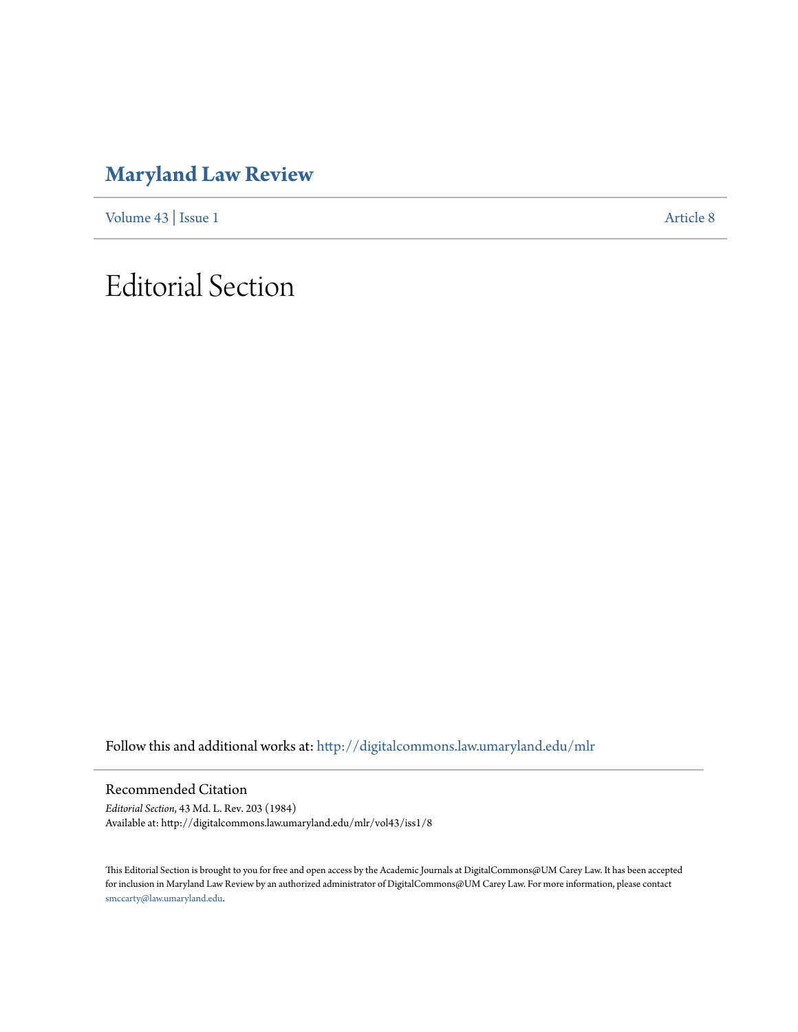# Maryland Law Review

Volume 43 | Issue 1 Article 8

# Editorial Section

Follow this and additional works at: http://digitalcommons.law.umaryland.edu/mlr

## Recommended Citation

*Editorial Section*, 43 Md. L. Rev. 203 (1984)
Available at: http://digitalcommons.law.umaryland.edu/mlr/vol43/iss1/8

This Editorial Section is brought to you for free and open access by the Academic Journals at DigitalCommons@UM Carey Law. It has been accepted for inclusion in Maryland Law Review by an authorized administrator of DigitalCommons@UM Carey Law. For more information, please contact smccarty@law.umaryland.edu.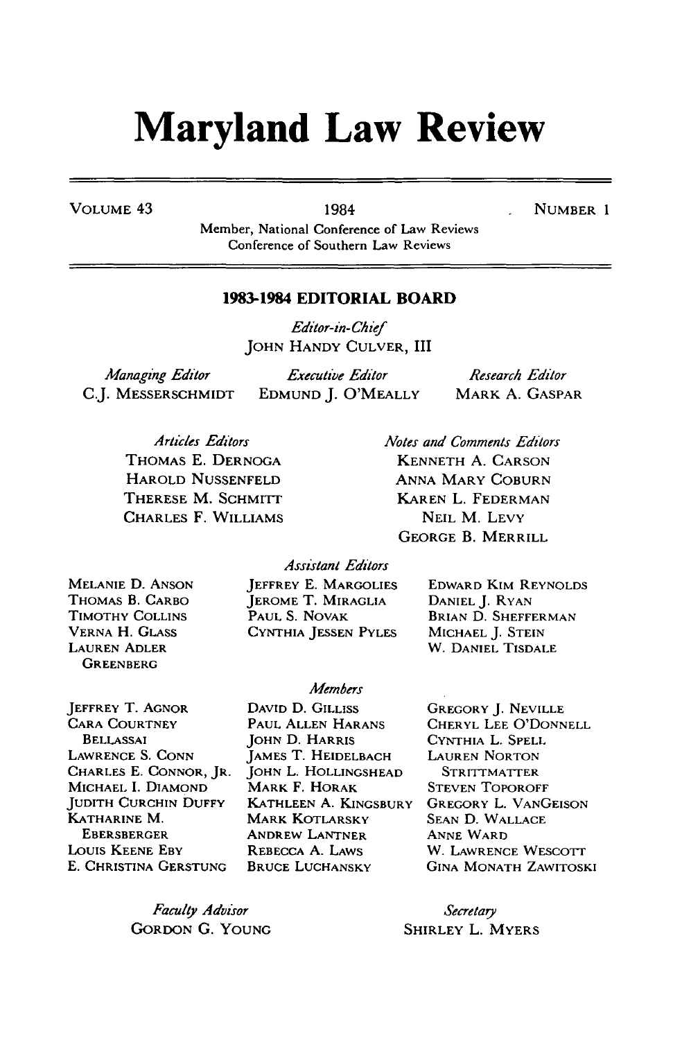# Maryland Law Review

VOLUME 43 | 1984 | NUMBER 1

Member, National Conference of Law Reviews
Conference of Southern Law Reviews

## 1983-1984 EDITORIAL BOARD

*Editor-in-Chief*
JOHN HANDY CULVER, III

*Managing Editor*
C.J. MESSERSCHMIDT

*Executive Editor*
EDMUND J. O'MEALLY

*Research Editor*
MARK A. GASPAR

*Articles Editors*
THOMAS E. DERNOGA
HAROLD NUSSENFELD
THERESE M. SCHMITT
CHARLES F. WILLIAMS

*Notes and Comments Editors*
KENNETH A. CARSON
ANNA MARY COBURN
KAREN L. FEDERMAN
NEIL M. LEVY
GEORGE B. MERRILL

*Assistant Editors*

MELANIE D. ANSON
THOMAS B. CARBO
TIMOTHY COLLINS
VERNA H. GLASS
LAUREN ADLER GREENBERG
JEFFREY E. MARGOLIES
JEROME T. MIRAGLIA
PAUL S. NOVAK
CYNTHIA JESSEN PYLES
EDWARD KIM REYNOLDS
DANIEL J. RYAN
BRIAN D. SHEFFERMAN
MICHAEL J. STEIN
W. DANIEL TISDALE

*Members*

JEFFREY T. AGNOR
CARA COURTNEY BELLASSAI
LAWRENCE S. CONN
CHARLES E. CONNOR, JR.
MICHAEL I. DIAMOND
JUDITH CURCHIN DUFFY
KATHARINE M. EBERSBERGER
LOUIS KEENE EBY
E. CHRISTINA GERSTUNG
DAVID D. GILLISS
PAUL ALLEN HARANS
JOHN D. HARRIS
JAMES T. HEIDELBACH
JOHN L. HOLLINGSHEAD
MARK F. HORAK
KATHLEEN A. KINGSBURY
MARK KOTLARSKY
ANDREW LANTNER
REBECCA A. LAWS
BRUCE LUCHANSKY
GREGORY J. NEVILLE
CHERYL LEE O'DONNELL
CYNTHIA L. SPELL
LAUREN NORTON STRITTMATTER
STEVEN TOPOROFF
GREGORY L. VANGEISON
SEAN D. WALLACE
ANNE WARD
W. LAWRENCE WESCOTT
GINA MONATH ZAWITOSKI

*Faculty Advisor*
GORDON G. YOUNG

*Secretary*
SHIRLEY L. MYERS